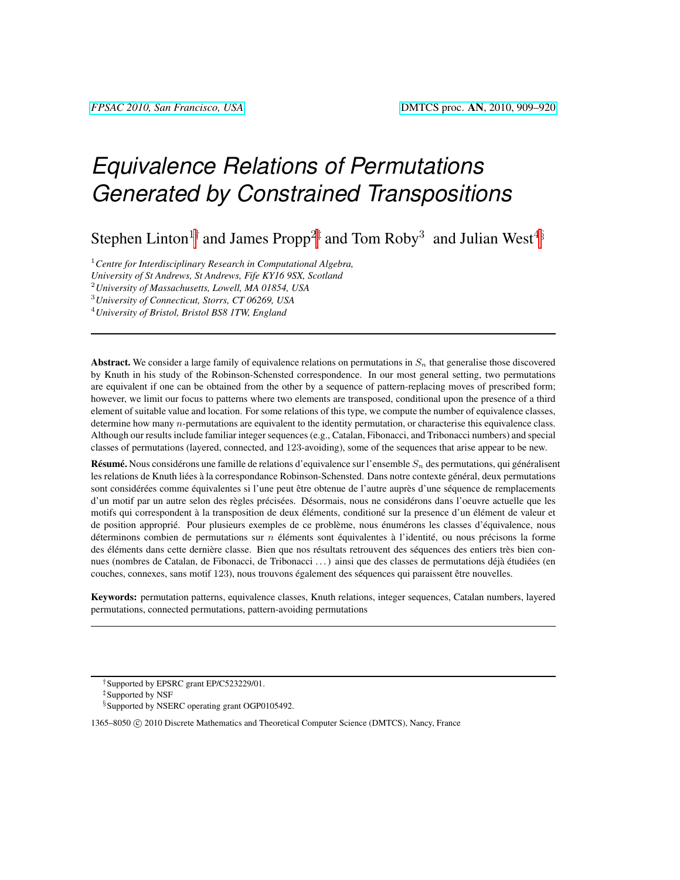# Equivalence Relations of Permutations Generated by Constrained Transpositions

Stephen Linton[1†] and James Propp[2‡] and Tom Roby[3] and Julian West[4§]

[1] *Centre for Interdisciplinary Research in Computational Algebra, University of St Andrews, St Andrews, Fife KY16 9SX, Scotland*
[2] *University of Massachusetts, Lowell, MA 01854, USA*
[3] *University of Connecticut, Storrs, CT 06269, USA*
[4] *University of Bristol, Bristol BS8 1TW, England*

---

**Abstract.** We consider a large family of equivalence relations on permutations in $S_n$ that generalise those discovered by Knuth in his study of the Robinson-Schensted correspondence. In our most general setting, two permutations are equivalent if one can be obtained from the other by a sequence of pattern-replacing moves of prescribed form; however, we limit our focus to patterns where two elements are transposed, conditional upon the presence of a third element of suitable value and location. For some relations of this type, we compute the number of equivalence classes, determine how many $n$-permutations are equivalent to the identity permutation, or characterise this equivalence class. Although our results include familiar integer sequences (e.g., Catalan, Fibonacci, and Tribonacci numbers) and special classes of permutations (layered, connected, and 123-avoiding), some of the sequences that arise appear to be new.

**Résumé.** Nous considérons une famille de relations d'equivalence sur l'ensemble $S_n$ des permutations, qui généralisent les relations de Knuth liées à la correspondance Robinson-Schensted. Dans notre contexte général, deux permutations sont considérées comme équivalentes si l'une peut être obtenue de l'autre auprès d'une séquence de remplacements d'un motif par un autre selon des règles précisées. Désormais, nous ne considérons dans l'oeuvre actuelle que les motifs qui correspondent à la transposition de deux éléments, conditioné sur la presence d'un élément de valeur et de position approprié. Pour plusieurs exemples de ce problème, nous énumérons les classes d'équivalence, nous déterminons combien de permutations sur $n$ éléments sont équivalentes à l'identité, ou nous précisons la forme des éléments dans cette dernière classe. Bien que nos résultats retrouvent des séquences des entiers très bien connues (nombres de Catalan, de Fibonacci, de Tribonacci ...) ainsi que des classes de permutations déjà étudiées (en couches, connexes, sans motif 123), nous trouvons également des séquences qui paraissent être nouvelles.

**Keywords:** permutation patterns, equivalence classes, Knuth relations, integer sequences, Catalan numbers, layered permutations, connected permutations, pattern-avoiding permutations

---

† Supported by EPSRC grant EP/C523229/01.
‡ Supported by NSF
§ Supported by NSERC operating grant OGP0105492.

1365–8050 © 2010 Discrete Mathematics and Theoretical Computer Science (DMTCS), Nancy, France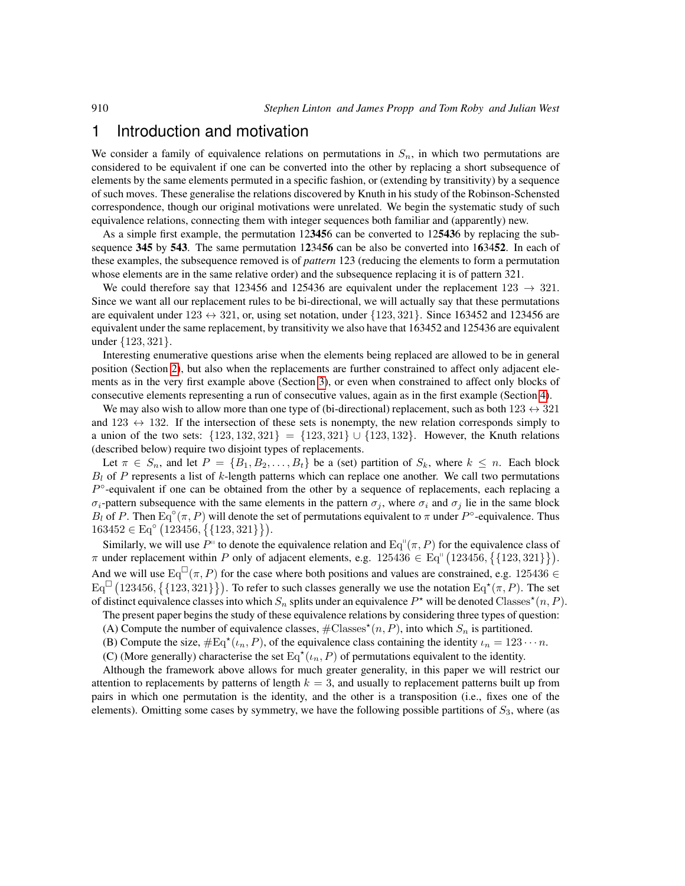# 1 Introduction and motivation

We consider a family of equivalence relations on permutations in $S_n$, in which two permutations are considered to be equivalent if one can be converted into the other by replacing a short subsequence of elements by the same elements permuted in a specific fashion, or (extending by transitivity) by a sequence of such moves. These generalise the relations discovered by Knuth in his study of the Robinson-Schensted correspondence, though our original motivations were unrelated. We begin the systematic study of such equivalence relations, connecting them with integer sequences both familiar and (apparently) new.

As a simple first example, the permutation 12**345**6 can be converted to 12**543**6 by replacing the subsequence **345** by **543**. The same permutation 1**2**34**56** can be also be converted into 1**6**34**52**. In each of these examples, the subsequence removed is of *pattern* 123 (reducing the elements to form a permutation whose elements are in the same relative order) and the subsequence replacing it is of pattern 321.

We could therefore say that 123456 and 125436 are equivalent under the replacement $123 \to 321$. Since we want all our replacement rules to be bi-directional, we will actually say that these permutations are equivalent under $123 \leftrightarrow 321$, or, using set notation, under $\{123, 321\}$. Since 163452 and 123456 are equivalent under the same replacement, by transitivity we also have that 163452 and 125436 are equivalent under $\{123, 321\}$.

Interesting enumerative questions arise when the elements being replaced are allowed to be in general position (Section 2), but also when the replacements are further constrained to affect only adjacent elements as in the very first example above (Section 3), or even when constrained to affect only blocks of consecutive elements representing a run of consecutive values, again as in the first example (Section 4).

We may also wish to allow more than one type of (bi-directional) replacement, such as both $123 \leftrightarrow 321$ and $123 \leftrightarrow 132$. If the intersection of these sets is nonempty, the new relation corresponds simply to a union of the two sets: $\{123, 132, 321\} = \{123, 321\} \cup \{123, 132\}$. However, the Knuth relations (described below) require two disjoint types of replacements.

Let $\pi \in S_n$, and let $P = \{B_1, B_2, \ldots, B_t\}$ be a (set) partition of $S_k$, where $k \leq n$. Each block $B_l$ of $P$ represents a list of $k$-length patterns which can replace one another. We call two permutations $P^\circ$-equivalent if one can be obtained from the other by a sequence of replacements, each replacing a $\sigma_i$-pattern subsequence with the same elements in the pattern $\sigma_j$, where $\sigma_i$ and $\sigma_j$ lie in the same block $B_l$ of $P$. Then $\mathrm{Eq}^\circ(\pi, P)$ will denote the set of permutations equivalent to $\pi$ under $P^\circ$-equivalence. Thus $163452 \in \mathrm{Eq}^\circ\big(123456, \big\{\{123, 321\}\big\}\big)$.

Similarly, we will use $P^{\shortparallel}$ to denote the equivalence relation and $\mathrm{Eq}^{\shortparallel}(\pi, P)$ for the equivalence class of $\pi$ under replacement within $P$ only of adjacent elements, e.g. $125436 \in \mathrm{Eq}^{\shortparallel}\big(123456, \big\{\{123, 321\}\big\}\big)$. And we will use $\mathrm{Eq}^{\square}(\pi, P)$ for the case where both positions and values are constrained, e.g. $125436 \in \mathrm{Eq}^{\square}\big(123456, \big\{\{123, 321\}\big\}\big)$. To refer to such classes generally we use the notation $\mathrm{Eq}^\star(\pi, P)$. The set of distinct equivalence classes into which $S_n$ splits under an equivalence $P^\star$ will be denoted $\mathrm{Classes}^\star(n, P)$.

The present paper begins the study of these equivalence relations by considering three types of question:

(A) Compute the number of equivalence classes, $\#\mathrm{Classes}^\star(n, P)$, into which $S_n$ is partitioned.

(B) Compute the size, $\#\mathrm{Eq}^\star(\iota_n, P)$, of the equivalence class containing the identity $\iota_n = 123\cdots n$.

(C) (More generally) characterise the set $\mathrm{Eq}^\star(\iota_n, P)$ of permutations equivalent to the identity.

Although the framework above allows for much greater generality, in this paper we will restrict our attention to replacements by patterns of length $k = 3$, and usually to replacement patterns built up from pairs in which one permutation is the identity, and the other is a transposition (i.e., fixes one of the elements). Omitting some cases by symmetry, we have the following possible partitions of $S_3$, where (as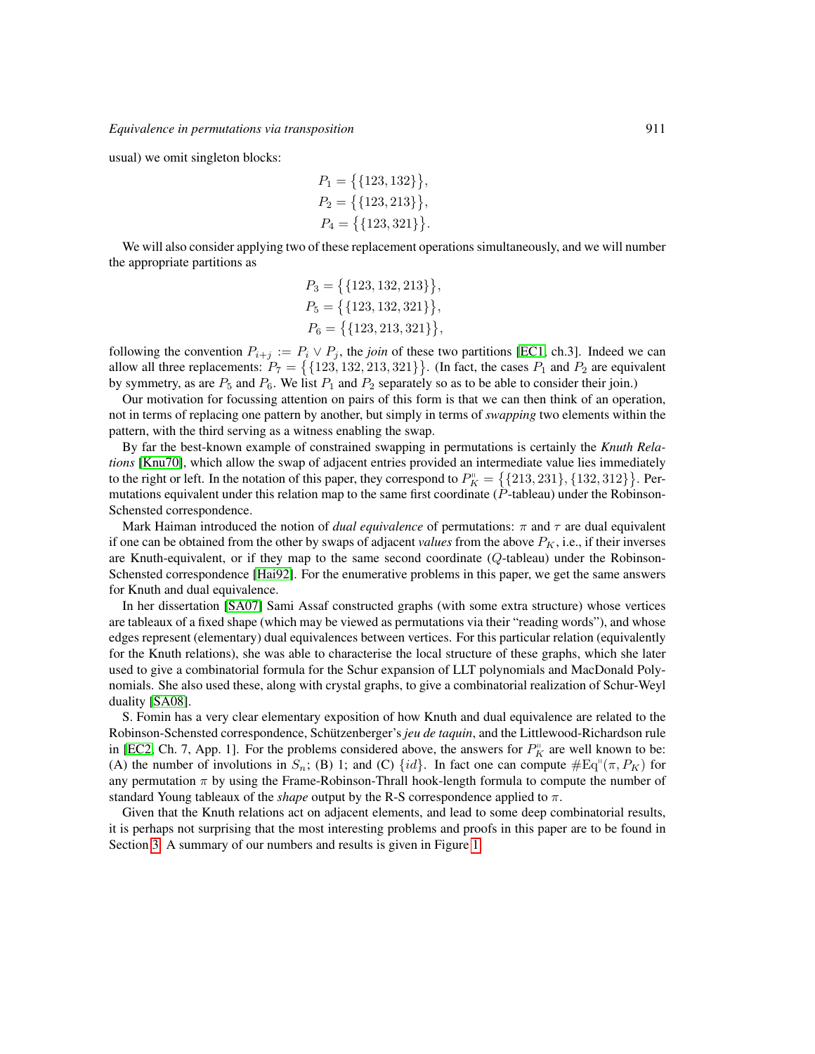usual) we omit singleton blocks:

$$P_1 = \{\{123, 132\}\},$$
$$P_2 = \{\{123, 213\}\},$$
$$P_4 = \{\{123, 321\}\}.$$

We will also consider applying two of these replacement operations simultaneously, and we will number the appropriate partitions as

$$P_3 = \{\{123, 132, 213\}\},$$
$$P_5 = \{\{123, 132, 321\}\},$$
$$P_6 = \{\{123, 213, 321\}\},$$

following the convention $P_{i+j} := P_i \vee P_j$, the *join* of these two partitions [EC1, ch.3]. Indeed we can allow all three replacements: $P_7 = \{\{123, 132, 213, 321\}\}$. (In fact, the cases $P_1$ and $P_2$ are equivalent by symmetry, as are $P_5$ and $P_6$. We list $P_1$ and $P_2$ separately so as to be able to consider their join.)

Our motivation for focussing attention on pairs of this form is that we can then think of an operation, not in terms of replacing one pattern by another, but simply in terms of *swapping* two elements within the pattern, with the third serving as a witness enabling the swap.

By far the best-known example of constrained swapping in permutations is certainly the *Knuth Relations* [Knu70], which allow the swap of adjacent entries provided an intermediate value lies immediately to the right or left. In the notation of this paper, they correspond to $P_K^{"} = \{\{213, 231\}, \{132, 312\}\}$. Permutations equivalent under this relation map to the same first coordinate ($P$-tableau) under the Robinson-Schensted correspondence.

Mark Haiman introduced the notion of *dual equivalence* of permutations: $\pi$ and $\tau$ are dual equivalent if one can be obtained from the other by swaps of adjacent *values* from the above $P_K$, i.e., if their inverses are Knuth-equivalent, or if they map to the same second coordinate ($Q$-tableau) under the Robinson-Schensted correspondence [Hai92]. For the enumerative problems in this paper, we get the same answers for Knuth and dual equivalence.

In her dissertation [SA07] Sami Assaf constructed graphs (with some extra structure) whose vertices are tableaux of a fixed shape (which may be viewed as permutations via their "reading words"), and whose edges represent (elementary) dual equivalences between vertices. For this particular relation (equivalently for the Knuth relations), she was able to characterise the local structure of these graphs, which she later used to give a combinatorial formula for the Schur expansion of LLT polynomials and MacDonald Polynomials. She also used these, along with crystal graphs, to give a combinatorial realization of Schur-Weyl duality [SA08].

S. Fomin has a very clear elementary exposition of how Knuth and dual equivalence are related to the Robinson-Schensted correspondence, Schützenberger's *jeu de taquin*, and the Littlewood-Richardson rule in [EC2, Ch. 7, App. 1]. For the problems considered above, the answers for $P_K^{"}$ are well known to be: (A) the number of involutions in $S_n$; (B) 1; and (C) $\{id\}$. In fact one can compute $\#\mathrm{Eq}^{"}(\pi, P_K)$ for any permutation $\pi$ by using the Frame-Robinson-Thrall hook-length formula to compute the number of standard Young tableaux of the *shape* output by the R-S correspondence applied to $\pi$.

Given that the Knuth relations act on adjacent elements, and lead to some deep combinatorial results, it is perhaps not surprising that the most interesting problems and proofs in this paper are to be found in Section 3. A summary of our numbers and results is given in Figure 1.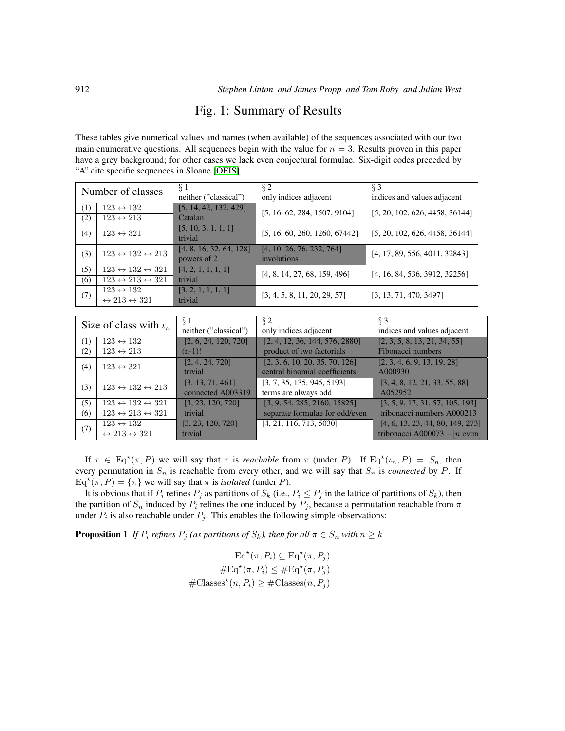# Fig. 1: Summary of Results

These tables give numerical values and names (when available) of the sequences associated with our two main enumerative questions. All sequences begin with the value for $n = 3$. Results proven in this paper have a grey background; for other cases we lack even conjectural formulae. Six-digit codes preceded by "A" cite specific sequences in Sloane [OEIS].

| Number of classes | | § 1 neither ("classical") | § 2 only indices adjacent | § 3 indices and values adjacent |
|---|---|---|---|---|
| (1) | $123 \leftrightarrow 132$ | [5, 14, 42, 132, 429] Catalan | [5, 16, 62, 284, 1507, 9104] | [5, 20, 102, 626, 4458, 36144] |
| (2) | $123 \leftrightarrow 213$ | | | |
| (4) | $123 \leftrightarrow 321$ | [5, 10, 3, 1, 1, 1] trivial | [5, 16, 60, 260, 1260, 67442] | [5, 20, 102, 626, 4458, 36144] |
| (3) | $123 \leftrightarrow 132 \leftrightarrow 213$ | [4, 8, 16, 32, 64, 128] powers of 2 | [4, 10, 26, 76, 232, 764] involutions | [4, 17, 89, 556, 4011, 32843] |
| (5) | $123 \leftrightarrow 132 \leftrightarrow 321$ | [4, 2, 1, 1, 1, 1] trivial | [4, 8, 14, 27, 68, 159, 496] | [4, 16, 84, 536, 3912, 32256] |
| (6) | $123 \leftrightarrow 213 \leftrightarrow 321$ | | | |
| (7) | $123 \leftrightarrow 132 \leftrightarrow 213 \leftrightarrow 321$ | [3, 2, 1, 1, 1, 1] trivial | [3, 4, 5, 8, 11, 20, 29, 57] | [3, 13, 71, 470, 3497] |

| Size of class with $\iota_n$ | | § 1 neither ("classical") | § 2 only indices adjacent | § 3 indices and values adjacent |
|---|---|---|---|---|
| (1) | $123 \leftrightarrow 132$ | [2, 6, 24, 120, 720] (n-1)! | [2, 4, 12, 36, 144, 576, 2880] product of two factorials | [2, 3, 5, 8, 13, 21, 34, 55] Fibonacci numbers |
| (2) | $123 \leftrightarrow 213$ | | | |
| (4) | $123 \leftrightarrow 321$ | [2, 4, 24, 720] trivial | [2, 3, 6, 10, 20, 35, 70, 126] central binomial coefficients | [2, 3, 4, 6, 9, 13, 19, 28] A000930 |
| (3) | $123 \leftrightarrow 132 \leftrightarrow 213$ | [3, 13, 71, 461] connected A003319 | [3, 7, 35, 135, 945, 5193] terms are always odd | [3, 4, 8, 12, 21, 33, 55, 88] A052952 |
| (5) | $123 \leftrightarrow 132 \leftrightarrow 321$ | [3, 23, 120, 720] trivial | [3, 9, 54, 285, 2160, 15825] separate formulae for odd/even | [3, 5, 9, 17, 31, 57, 105, 193] tribonacci numbers A000213 |
| (6) | $123 \leftrightarrow 213 \leftrightarrow 321$ | | | |
| (7) | $123 \leftrightarrow 132 \leftrightarrow 213 \leftrightarrow 321$ | [3, 23, 120, 720] trivial | [4, 21, 116, 713, 5030] | [4, 6, 13, 23, 44, 80, 149, 273] tribonacci A000073 $-[n \text{ even}]$ |

If $\tau \in \mathrm{Eq}^\star(\pi, P)$ we will say that $\tau$ is *reachable* from $\pi$ (under $P$). If $\mathrm{Eq}^\star(\iota_n, P) = S_n$, then every permutation in $S_n$ is reachable from every other, and we will say that $S_n$ is *connected* by $P$. If $\mathrm{Eq}^\star(\pi, P) = \{\pi\}$ we will say that $\pi$ is *isolated* (under $P$).

It is obvious that if $P_i$ refines $P_j$ as partitions of $S_k$ (i.e., $P_i \leq P_j$ in the lattice of partitions of $S_k$), then the partition of $S_n$ induced by $P_i$ refines the one induced by $P_j$, because a permutation reachable from $\pi$ under $P_i$ is also reachable under $P_j$. This enables the following simple observations:

**Proposition 1** *If $P_i$ refines $P_j$ (as partitions of $S_k$), then for all $\pi \in S_n$ with $n \geq k$*

$$\mathrm{Eq}^\star(\pi, P_i) \subseteq \mathrm{Eq}^\star(\pi, P_j)$$
$$\#\mathrm{Eq}^\star(\pi, P_i) \leq \#\mathrm{Eq}^\star(\pi, P_j)$$
$$\#\mathrm{Classes}^\star(n, P_i) \geq \#\mathrm{Classes}(n, P_j)$$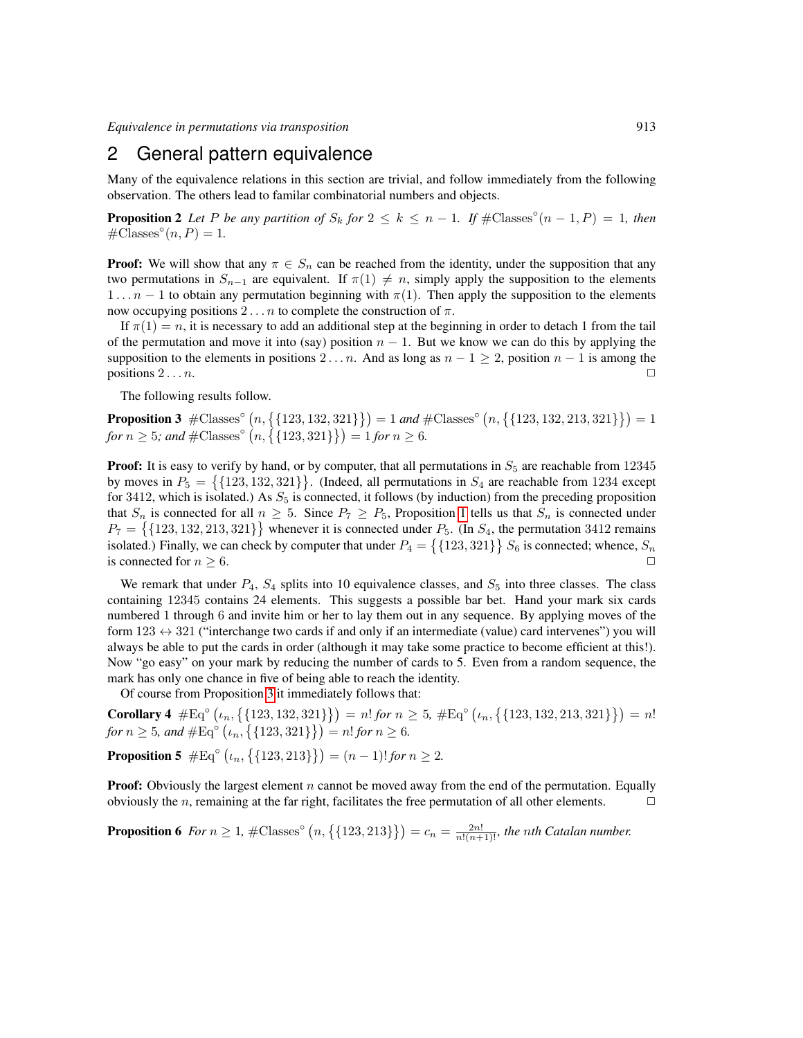## 2 General pattern equivalence

Many of the equivalence relations in this section are trivial, and follow immediately from the following observation. The others lead to familar combinatorial numbers and objects.

**Proposition 2** *Let $P$ be any partition of $S_k$ for $2 \leq k \leq n-1$. If $\#\text{Classes}^\circ(n-1, P) = 1$, then $\#\text{Classes}^\circ(n, P) = 1$.*

**Proof:** We will show that any $\pi \in S_n$ can be reached from the identity, under the supposition that any two permutations in $S_{n-1}$ are equivalent. If $\pi(1) \neq n$, simply apply the supposition to the elements $1 \dots n-1$ to obtain any permutation beginning with $\pi(1)$. Then apply the supposition to the elements now occupying positions $2 \dots n$ to complete the construction of $\pi$.

If $\pi(1) = n$, it is necessary to add an additional step at the beginning in order to detach 1 from the tail of the permutation and move it into (say) position $n-1$. But we know we can do this by applying the supposition to the elements in positions $2 \dots n$. And as long as $n-1 \geq 2$, position $n-1$ is among the positions $2 \dots n$. □

The following results follow.

**Proposition 3** $\#\text{Classes}^\circ\left(n, \left\{\{123, 132, 321\}\right\}\right) = 1$ *and* $\#\text{Classes}^\circ\left(n, \left\{\{123, 132, 213, 321\}\right\}\right) = 1$ *for $n \geq 5$; and* $\#\text{Classes}^\circ\left(n, \left\{\{123, 321\}\right\}\right) = 1$ *for $n \geq 6$.*

**Proof:** It is easy to verify by hand, or by computer, that all permutations in $S_5$ are reachable from 12345 by moves in $P_5 = \left\{\{123, 132, 321\}\right\}$. (Indeed, all permutations in $S_4$ are reachable from 1234 except for 3412, which is isolated.) As $S_5$ is connected, it follows (by induction) from the preceding proposition that $S_n$ is connected for all $n \geq 5$. Since $P_7 \geq P_5$, Proposition 1 tells us that $S_n$ is connected under $P_7 = \left\{\{123, 132, 213, 321\}\right\}$ whenever it is connected under $P_5$. (In $S_4$, the permutation 3412 remains isolated.) Finally, we can check by computer that under $P_4 = \left\{\{123, 321\}\right\}$ $S_6$ is connected; whence, $S_n$ is connected for $n \geq 6$. □

We remark that under $P_4$, $S_4$ splits into 10 equivalence classes, and $S_5$ into three classes. The class containing 12345 contains 24 elements. This suggests a possible bar bet. Hand your mark six cards numbered 1 through 6 and invite him or her to lay them out in any sequence. By applying moves of the form $123 \leftrightarrow 321$ ("interchange two cards if and only if an intermediate (value) card intervenes") you will always be able to put the cards in order (although it may take some practice to become efficient at this!). Now "go easy" on your mark by reducing the number of cards to 5. Even from a random sequence, the mark has only one chance in five of being able to reach the identity.

Of course from Proposition 3 it immediately follows that:

**Corollary 4** $\#\text{Eq}^\circ\left(\iota_n, \left\{\{123, 132, 321\}\right\}\right) = n!$ *for $n \geq 5$,* $\#\text{Eq}^\circ\left(\iota_n, \left\{\{123, 132, 213, 321\}\right\}\right) = n!$ *for $n \geq 5$, and* $\#\text{Eq}^\circ\left(\iota_n, \left\{\{123, 321\}\right\}\right) = n!$ *for $n \geq 6$.*

**Proposition 5** $\#\text{Eq}^\circ\left(\iota_n, \left\{\{123, 213\}\right\}\right) = (n-1)!$ *for $n \geq 2$.*

**Proof:** Obviously the largest element $n$ cannot be moved away from the end of the permutation. Equally obviously the $n$, remaining at the far right, facilitates the free permutation of all other elements. □

**Proposition 6** *For $n \geq 1$,* $\#\text{Classes}^\circ\left(n, \left\{\{123, 213\}\right\}\right) = c_n = \frac{2n!}{n!(n+1)!}$, *the $n$th Catalan number.*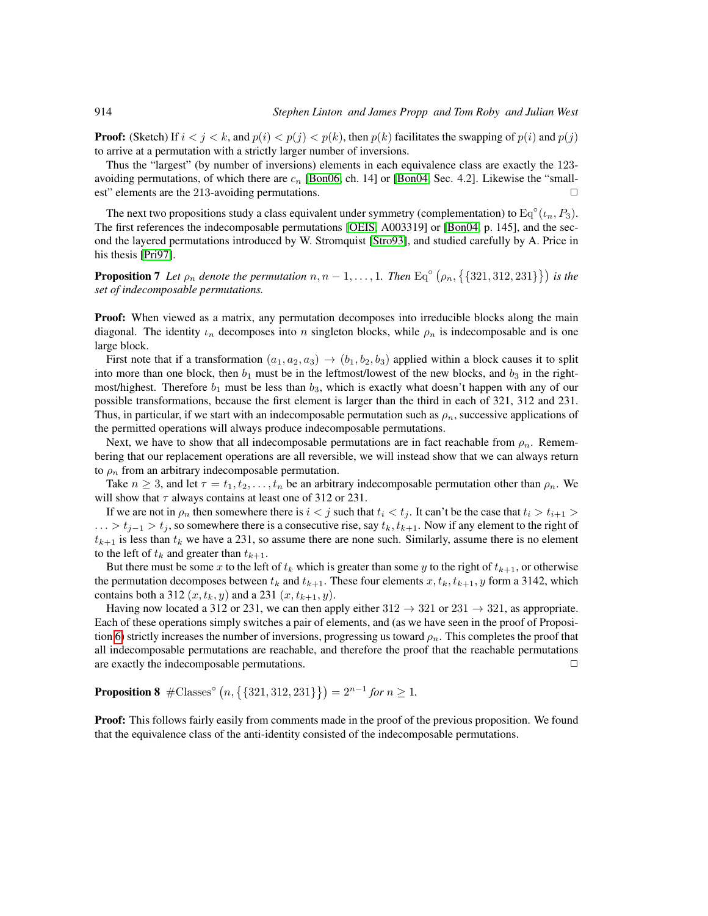**Proof:** (Sketch) If $i < j < k$, and $p(i) < p(j) < p(k)$, then $p(k)$ facilitates the swapping of $p(i)$ and $p(j)$ to arrive at a permutation with a strictly larger number of inversions.

Thus the "largest" (by number of inversions) elements in each equivalence class are exactly the 123-avoiding permutations, of which there are $c_n$ [Bon06, ch. 14] or [Bon04, Sec. 4.2]. Likewise the "smallest" elements are the 213-avoiding permutations. ☐

The next two propositions study a class equivalent under symmetry (complementation) to $\mathrm{Eq}^\circ(\iota_n, P_3)$. The first references the indecomposable permutations [OEIS, A003319] or [Bon04, p. 145], and the second the layered permutations introduced by W. Stromquist [Stro93], and studied carefully by A. Price in his thesis [Pri97].

**Proposition 7** *Let $\rho_n$ denote the permutation $n, n-1, \ldots, 1$. Then $\mathrm{Eq}^\circ\left(\rho_n, \left\{\{321, 312, 231\}\right\}\right)$ is the set of indecomposable permutations.*

**Proof:** When viewed as a matrix, any permutation decomposes into irreducible blocks along the main diagonal. The identity $\iota_n$ decomposes into $n$ singleton blocks, while $\rho_n$ is indecomposable and is one large block.

First note that if a transformation $(a_1, a_2, a_3) \to (b_1, b_2, b_3)$ applied within a block causes it to split into more than one block, then $b_1$ must be in the leftmost/lowest of the new blocks, and $b_3$ in the rightmost/highest. Therefore $b_1$ must be less than $b_3$, which is exactly what doesn't happen with any of our possible transformations, because the first element is larger than the third in each of 321, 312 and 231. Thus, in particular, if we start with an indecomposable permutation such as $\rho_n$, successive applications of the permitted operations will always produce indecomposable permutations.

Next, we have to show that all indecomposable permutations are in fact reachable from $\rho_n$. Remembering that our replacement operations are all reversible, we will instead show that we can always return to $\rho_n$ from an arbitrary indecomposable permutation.

Take $n \geq 3$, and let $\tau = t_1, t_2, \ldots, t_n$ be an arbitrary indecomposable permutation other than $\rho_n$. We will show that $\tau$ always contains at least one of 312 or 231.

If we are not in $\rho_n$ then somewhere there is $i < j$ such that $t_i < t_j$. It can't be the case that $t_i > t_{i+1} > \ldots > t_{j-1} > t_j$, so somewhere there is a consecutive rise, say $t_k, t_{k+1}$. Now if any element to the right of $t_{k+1}$ is less than $t_k$ we have a 231, so assume there are none such. Similarly, assume there is no element to the left of $t_k$ and greater than $t_{k+1}$.

But there must be some $x$ to the left of $t_k$ which is greater than some $y$ to the right of $t_{k+1}$, or otherwise the permutation decomposes between $t_k$ and $t_{k+1}$. These four elements $x, t_k, t_{k+1}, y$ form a 3142, which contains both a 312 $(x, t_k, y)$ and a 231 $(x, t_{k+1}, y)$.

Having now located a 312 or 231, we can then apply either $312 \to 321$ or $231 \to 321$, as appropriate. Each of these operations simply switches a pair of elements, and (as we have seen in the proof of Proposition 6) strictly increases the number of inversions, progressing us toward $\rho_n$. This completes the proof that all indecomposable permutations are reachable, and therefore the proof that the reachable permutations are exactly the indecomposable permutations. ☐

**Proposition 8** $\#\mathrm{Classes}^\circ\left(n, \left\{\{321, 312, 231\}\right\}\right) = 2^{n-1}$ *for* $n \geq 1$.

**Proof:** This follows fairly easily from comments made in the proof of the previous proposition. We found that the equivalence class of the anti-identity consisted of the indecomposable permutations.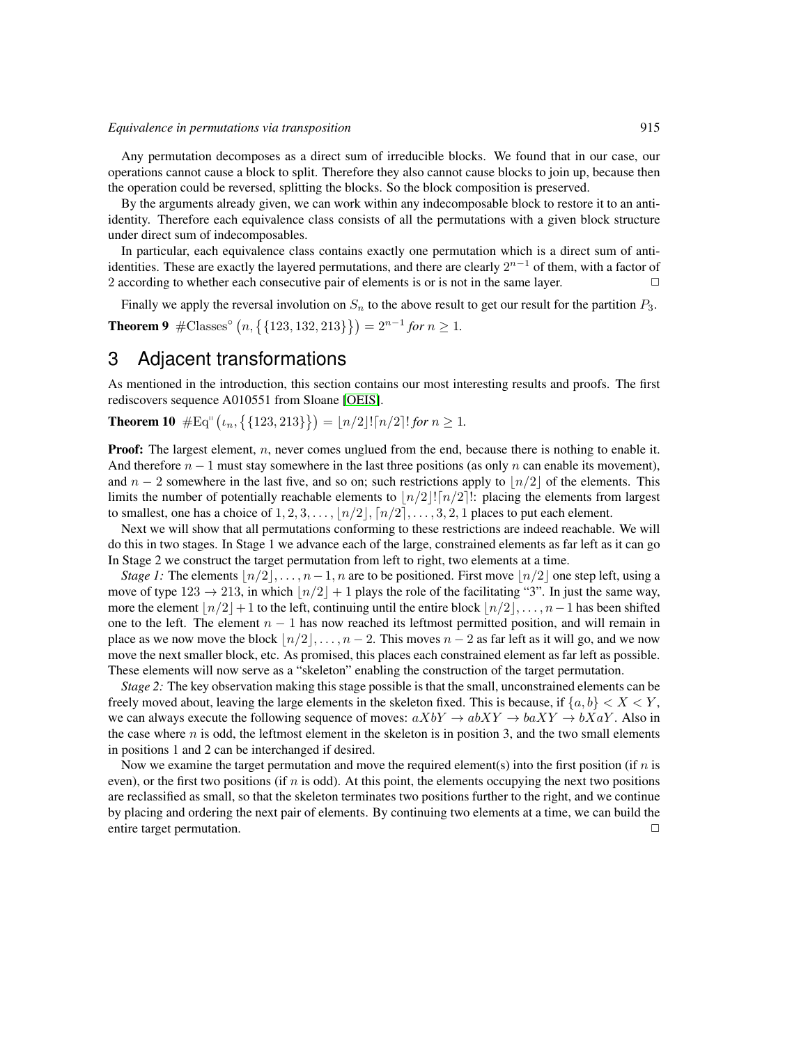Any permutation decomposes as a direct sum of irreducible blocks. We found that in our case, our operations cannot cause a block to split. Therefore they also cannot cause blocks to join up, because then the operation could be reversed, splitting the blocks. So the block composition is preserved.

By the arguments already given, we can work within any indecomposable block to restore it to an anti-identity. Therefore each equivalence class consists of all the permutations with a given block structure under direct sum of indecomposables.

In particular, each equivalence class contains exactly one permutation which is a direct sum of anti-identities. These are exactly the layered permutations, and there are clearly $2^{n-1}$ of them, with a factor of 2 according to whether each consecutive pair of elements is or is not in the same layer. □

Finally we apply the reversal involution on $S_n$ to the above result to get our result for the partition $P_3$.

**Theorem 9** $\#\mathrm{Classes}^{\circ}\left(n, \left\{\{123, 132, 213\}\right\}\right) = 2^{n-1}$ *for* $n \geq 1$.

## 3 Adjacent transformations

As mentioned in the introduction, this section contains our most interesting results and proofs. The first rediscovers sequence A010551 from Sloane [OEIS].

**Theorem 10** $\#\mathrm{Eq}^{\shortparallel}\left(\iota_n, \left\{\{123, 213\}\right\}\right) = \lfloor n/2 \rfloor! \lceil n/2 \rceil!$ *for* $n \geq 1$.

**Proof:** The largest element, $n$, never comes unglued from the end, because there is nothing to enable it. And therefore $n-1$ must stay somewhere in the last three positions (as only $n$ can enable its movement), and $n-2$ somewhere in the last five, and so on; such restrictions apply to $\lfloor n/2 \rfloor$ of the elements. This limits the number of potentially reachable elements to $\lfloor n/2 \rfloor! \lceil n/2 \rceil!$: placing the elements from largest to smallest, one has a choice of $1, 2, 3, \ldots, \lfloor n/2 \rfloor, \lceil n/2 \rceil, \ldots, 3, 2, 1$ places to put each element.

Next we will show that all permutations conforming to these restrictions are indeed reachable. We will do this in two stages. In Stage 1 we advance each of the large, constrained elements as far left as it can go In Stage 2 we construct the target permutation from left to right, two elements at a time.

*Stage 1:* The elements $\lfloor n/2 \rfloor, \ldots, n-1, n$ are to be positioned. First move $\lfloor n/2 \rfloor$ one step left, using a move of type $123 \to 213$, in which $\lfloor n/2 \rfloor + 1$ plays the role of the facilitating "3". In just the same way, more the element $\lfloor n/2 \rfloor + 1$ to the left, continuing until the entire block $\lfloor n/2 \rfloor, \ldots, n-1$ has been shifted one to the left. The element $n-1$ has now reached its leftmost permitted position, and will remain in place as we now move the block $\lfloor n/2 \rfloor, \ldots, n-2$. This moves $n-2$ as far left as it will go, and we now move the next smaller block, etc. As promised, this places each constrained element as far left as possible. These elements will now serve as a "skeleton" enabling the construction of the target permutation.

*Stage 2:* The key observation making this stage possible is that the small, unconstrained elements can be freely moved about, leaving the large elements in the skeleton fixed. This is because, if $\{a, b\} < X < Y$, we can always execute the following sequence of moves: $aXbY \to abXY \to baXY \to bXaY$. Also in the case where $n$ is odd, the leftmost element in the skeleton is in position 3, and the two small elements in positions 1 and 2 can be interchanged if desired.

Now we examine the target permutation and move the required element(s) into the first position (if $n$ is even), or the first two positions (if $n$ is odd). At this point, the elements occupying the next two positions are reclassified as small, so that the skeleton terminates two positions further to the right, and we continue by placing and ordering the next pair of elements. By continuing two elements at a time, we can build the entire target permutation. □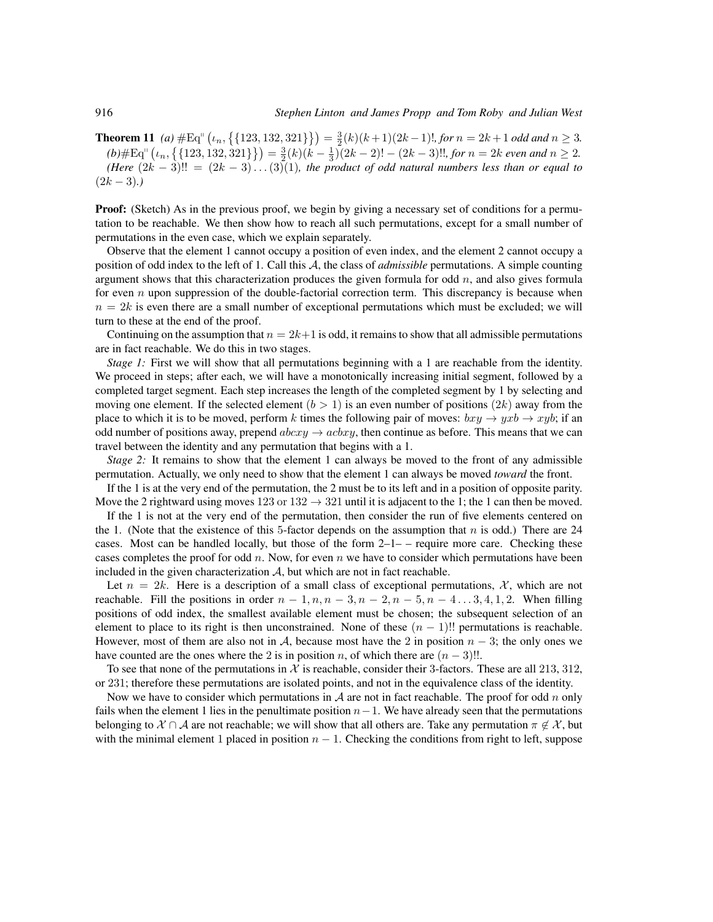**Theorem 11** *(a)* $\#\mathrm{Eq}^{\shortparallel}\left(\iota_n, \left\{\{123, 132, 321\}\right\}\right) = \frac{3}{2}(k)(k+1)(2k-1)!$*, for* $n = 2k+1$ *odd and* $n \geq 3$*.*
*(b)*$\#\mathrm{Eq}^{\shortparallel}\left(\iota_n, \left\{\{123, 132, 321\}\right\}\right) = \frac{3}{2}(k)(k-\frac{1}{3})(2k-2)! - (2k-3)!!$*, for* $n = 2k$ *even and* $n \geq 2$*.*
*(Here* $(2k-3)!! = (2k-3)\ldots(3)(1)$*, the product of odd natural numbers less than or equal to* $(2k-3)$*.)*

**Proof:** (Sketch) As in the previous proof, we begin by giving a necessary set of conditions for a permutation to be reachable. We then show how to reach all such permutations, except for a small number of permutations in the even case, which we explain separately.

Observe that the element 1 cannot occupy a position of even index, and the element 2 cannot occupy a position of odd index to the left of 1. Call this $\mathcal{A}$, the class of *admissible* permutations. A simple counting argument shows that this characterization produces the given formula for odd $n$, and also gives formula for even $n$ upon suppression of the double-factorial correction term. This discrepancy is because when $n = 2k$ is even there are a small number of exceptional permutations which must be excluded; we will turn to these at the end of the proof.

Continuing on the assumption that $n = 2k+1$ is odd, it remains to show that all admissible permutations are in fact reachable. We do this in two stages.

*Stage 1:* First we will show that all permutations beginning with a 1 are reachable from the identity. We proceed in steps; after each, we will have a monotonically increasing initial segment, followed by a completed target segment. Each step increases the length of the completed segment by 1 by selecting and moving one element. If the selected element $(b > 1)$ is an even number of positions $(2k)$ away from the place to which it is to be moved, perform $k$ times the following pair of moves: $bxy \to yxb \to xyb$; if an odd number of positions away, prepend $abcxy \to acbxy$, then continue as before. This means that we can travel between the identity and any permutation that begins with a 1.

*Stage 2:* It remains to show that the element 1 can always be moved to the front of any admissible permutation. Actually, we only need to show that the element 1 can always be moved *toward* the front.

If the 1 is at the very end of the permutation, then the 2 must be to its left and in a position of opposite parity. Move the 2 rightward using moves 123 or $132 \to 321$ until it is adjacent to the 1; the 1 can then be moved.

If the 1 is not at the very end of the permutation, then consider the run of five elements centered on the 1. (Note that the existence of this 5-factor depends on the assumption that $n$ is odd.) There are 24 cases. Most can be handled locally, but those of the form 2–1– – require more care. Checking these cases completes the proof for odd $n$. Now, for even $n$ we have to consider which permutations have been included in the given characterization $\mathcal{A}$, but which are not in fact reachable.

Let $n = 2k$. Here is a description of a small class of exceptional permutations, $\mathcal{X}$, which are not reachable. Fill the positions in order $n-1, n, n-3, n-2, n-5, n-4 \ldots 3, 4, 1, 2$. When filling positions of odd index, the smallest available element must be chosen; the subsequent selection of an element to place to its right is then unconstrained. None of these $(n-1)!!$ permutations is reachable. However, most of them are also not in $\mathcal{A}$, because most have the 2 in position $n-3$; the only ones we have counted are the ones where the 2 is in position $n$, of which there are $(n-3)!!$.

To see that none of the permutations in $\mathcal{X}$ is reachable, consider their 3-factors. These are all 213, 312, or 231; therefore these permutations are isolated points, and not in the equivalence class of the identity.

Now we have to consider which permutations in $\mathcal{A}$ are not in fact reachable. The proof for odd $n$ only fails when the element 1 lies in the penultimate position $n-1$. We have already seen that the permutations belonging to $\mathcal{X} \cap \mathcal{A}$ are not reachable; we will show that all others are. Take any permutation $\pi \notin \mathcal{X}$, but with the minimal element 1 placed in position $n-1$. Checking the conditions from right to left, suppose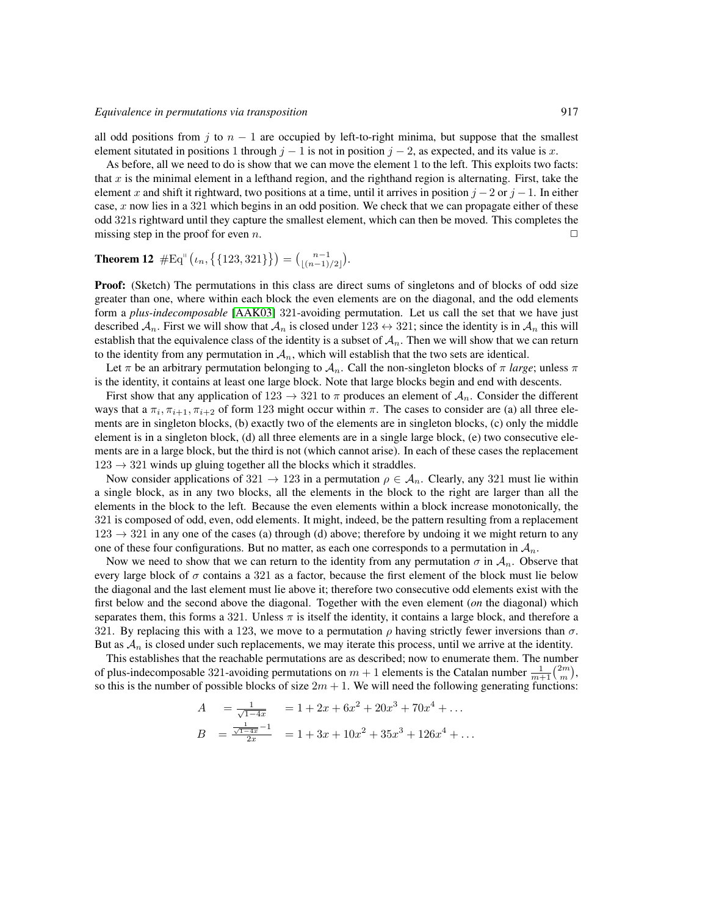all odd positions from $j$ to $n-1$ are occupied by left-to-right minima, but suppose that the smallest element situtated in positions 1 through $j-1$ is not in position $j-2$, as expected, and its value is $x$.

As before, all we need to do is show that we can move the element 1 to the left. This exploits two facts: that $x$ is the minimal element in a lefthand region, and the righthand region is alternating. First, take the element $x$ and shift it rightward, two positions at a time, until it arrives in position $j-2$ or $j-1$. In either case, $x$ now lies in a 321 which begins in an odd position. We check that we can propagate either of these odd 321s rightward until they capture the smallest element, which can then be moved. This completes the missing step in the proof for even $n$. □

**Theorem 12** $\#\mathrm{Eq}^{\shortparallel}\big(\iota_n, \big\{\{123, 321\}\big\}\big) = \binom{n-1}{\lfloor (n-1)/2 \rfloor}$.

**Proof:** (Sketch) The permutations in this class are direct sums of singletons and of blocks of odd size greater than one, where within each block the even elements are on the diagonal, and the odd elements form a *plus-indecomposable* [AAK03] 321-avoiding permutation. Let us call the set that we have just described $\mathcal{A}_n$. First we will show that $\mathcal{A}_n$ is closed under $123 \leftrightarrow 321$; since the identity is in $\mathcal{A}_n$ this will establish that the equivalence class of the identity is a subset of $\mathcal{A}_n$. Then we will show that we can return to the identity from any permutation in $\mathcal{A}_n$, which will establish that the two sets are identical.

Let $\pi$ be an arbitrary permutation belonging to $\mathcal{A}_n$. Call the non-singleton blocks of $\pi$ *large*; unless $\pi$ is the identity, it contains at least one large block. Note that large blocks begin and end with descents.

First show that any application of $123 \to 321$ to $\pi$ produces an element of $\mathcal{A}_n$. Consider the different ways that a $\pi_i, \pi_{i+1}, \pi_{i+2}$ of form 123 might occur within $\pi$. The cases to consider are (a) all three elements are in singleton blocks, (b) exactly two of the elements are in singleton blocks, (c) only the middle element is in a singleton block, (d) all three elements are in a single large block, (e) two consecutive elements are in a large block, but the third is not (which cannot arise). In each of these cases the replacement $123 \to 321$ winds up gluing together all the blocks which it straddles.

Now consider applications of $321 \to 123$ in a permutation $\rho \in \mathcal{A}_n$. Clearly, any 321 must lie within a single block, as in any two blocks, all the elements in the block to the right are larger than all the elements in the block to the left. Because the even elements within a block increase monotonically, the 321 is composed of odd, even, odd elements. It might, indeed, be the pattern resulting from a replacement $123 \to 321$ in any one of the cases (a) through (d) above; therefore by undoing it we might return to any one of these four configurations. But no matter, as each one corresponds to a permutation in $\mathcal{A}_n$.

Now we need to show that we can return to the identity from any permutation $\sigma$ in $\mathcal{A}_n$. Observe that every large block of $\sigma$ contains a 321 as a factor, because the first element of the block must lie below the diagonal and the last element must lie above it; therefore two consecutive odd elements exist with the first below and the second above the diagonal. Together with the even element (*on* the diagonal) which separates them, this forms a 321. Unless $\pi$ is itself the identity, it contains a large block, and therefore a 321. By replacing this with a 123, we move to a permutation $\rho$ having strictly fewer inversions than $\sigma$. But as $\mathcal{A}_n$ is closed under such replacements, we may iterate this process, until we arrive at the identity.

This establishes that the reachable permutations are as described; now to enumerate them. The number of plus-indecomposable 321-avoiding permutations on $m+1$ elements is the Catalan number $\frac{1}{m+1}\binom{2m}{m}$, so this is the number of possible blocks of size $2m+1$. We will need the following generating functions:

$$
\begin{aligned}
A &= \frac{1}{\sqrt{1-4x}} &&= 1 + 2x + 6x^2 + 20x^3 + 70x^4 + \ldots \\
B &= \frac{\frac{1}{\sqrt{1-4x}} - 1}{2x} &&= 1 + 3x + 10x^2 + 35x^3 + 126x^4 + \ldots
\end{aligned}
$$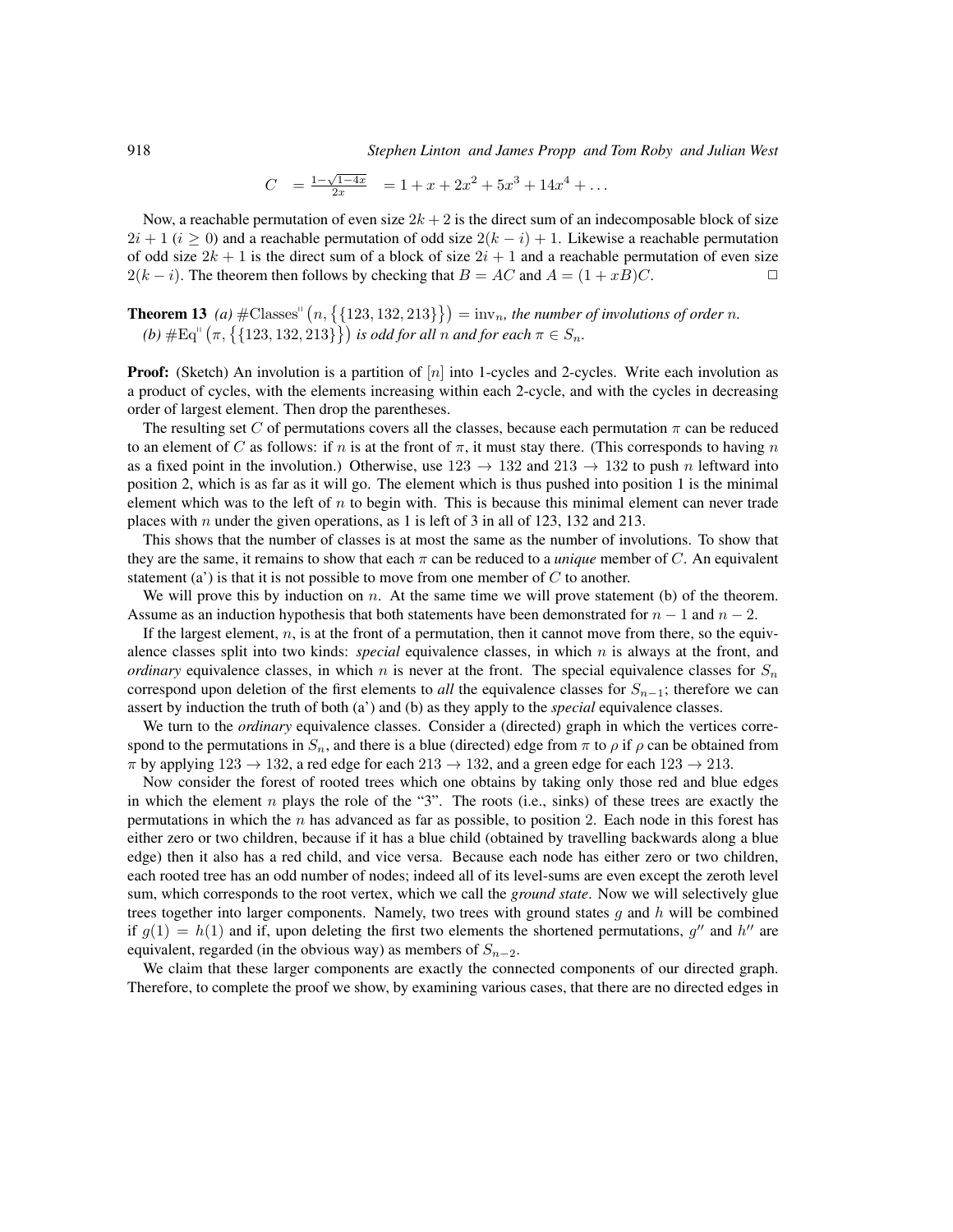$$C \;\; = \frac{1-\sqrt{1-4x}}{2x} \;\; = 1 + x + 2x^2 + 5x^3 + 14x^4 + \ldots$$

Now, a reachable permutation of even size $2k+2$ is the direct sum of an indecomposable block of size $2i+1$ ($i \geq 0$) and a reachable permutation of odd size $2(k-i)+1$. Likewise a reachable permutation of odd size $2k+1$ is the direct sum of a block of size $2i+1$ and a reachable permutation of even size $2(k-i)$. The theorem then follows by checking that $B = AC$ and $A = (1+xB)C$. □

**Theorem 13** *(a)* $\#\mathrm{Classes}^{\shortparallel}\left(n, \left\{\{123, 132, 213\}\right\}\right) = \mathrm{inv}_n$*, the number of involutions of order* $n$.
*(b)* $\#\mathrm{Eq}^{\shortparallel}\left(\pi, \left\{\{123, 132, 213\}\right\}\right)$ *is odd for all* $n$ *and for each* $\pi \in S_n$.

**Proof:** (Sketch) An involution is a partition of $[n]$ into 1-cycles and 2-cycles. Write each involution as a product of cycles, with the elements increasing within each 2-cycle, and with the cycles in decreasing order of largest element. Then drop the parentheses.

The resulting set $C$ of permutations covers all the classes, because each permutation $\pi$ can be reduced to an element of $C$ as follows: if $n$ is at the front of $\pi$, it must stay there. (This corresponds to having $n$ as a fixed point in the involution.) Otherwise, use $123 \to 132$ and $213 \to 132$ to push $n$ leftward into position 2, which is as far as it will go. The element which is thus pushed into position 1 is the minimal element which was to the left of $n$ to begin with. This is because this minimal element can never trade places with $n$ under the given operations, as 1 is left of 3 in all of 123, 132 and 213.

This shows that the number of classes is at most the same as the number of involutions. To show that they are the same, it remains to show that each $\pi$ can be reduced to a *unique* member of $C$. An equivalent statement (a') is that it is not possible to move from one member of $C$ to another.

We will prove this by induction on $n$. At the same time we will prove statement (b) of the theorem. Assume as an induction hypothesis that both statements have been demonstrated for $n-1$ and $n-2$.

If the largest element, $n$, is at the front of a permutation, then it cannot move from there, so the equivalence classes split into two kinds: *special* equivalence classes, in which $n$ is always at the front, and *ordinary* equivalence classes, in which $n$ is never at the front. The special equivalence classes for $S_n$ correspond upon deletion of the first elements to *all* the equivalence classes for $S_{n-1}$; therefore we can assert by induction the truth of both (a') and (b) as they apply to the *special* equivalence classes.

We turn to the *ordinary* equivalence classes. Consider a (directed) graph in which the vertices correspond to the permutations in $S_n$, and there is a blue (directed) edge from $\pi$ to $\rho$ if $\rho$ can be obtained from $\pi$ by applying $123 \to 132$, a red edge for each $213 \to 132$, and a green edge for each $123 \to 213$.

Now consider the forest of rooted trees which one obtains by taking only those red and blue edges in which the element $n$ plays the role of the "3". The roots (i.e., sinks) of these trees are exactly the permutations in which the $n$ has advanced as far as possible, to position 2. Each node in this forest has either zero or two children, because if it has a blue child (obtained by travelling backwards along a blue edge) then it also has a red child, and vice versa. Because each node has either zero or two children, each rooted tree has an odd number of nodes; indeed all of its level-sums are even except the zeroth level sum, which corresponds to the root vertex, which we call the *ground state*. Now we will selectively glue trees together into larger components. Namely, two trees with ground states $g$ and $h$ will be combined if $g(1) = h(1)$ and if, upon deleting the first two elements the shortened permutations, $g''$ and $h''$ are equivalent, regarded (in the obvious way) as members of $S_{n-2}$.

We claim that these larger components are exactly the connected components of our directed graph. Therefore, to complete the proof we show, by examining various cases, that there are no directed edges in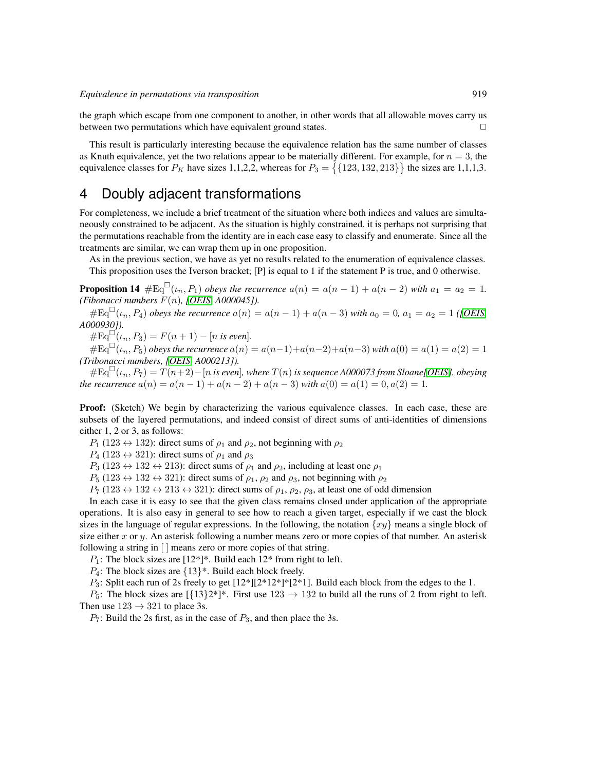the graph which escape from one component to another, in other words that all allowable moves carry us between two permutations which have equivalent ground states. $\square$

This result is particularly interesting because the equivalence relation has the same number of classes as Knuth equivalence, yet the two relations appear to be materially different. For example, for $n = 3$, the equivalence classes for $P_K$ have sizes 1,1,2,2, whereas for $P_3 = \{\{123, 132, 213\}\}$ the sizes are 1,1,1,3.

# 4 Doubly adjacent transformations

For completeness, we include a brief treatment of the situation where both indices and values are simultaneously constrained to be adjacent. As the situation is highly constrained, it is perhaps not surprising that the permutations reachable from the identity are in each case easy to classify and enumerate. Since all the treatments are similar, we can wrap them up in one proposition.

As in the previous section, we have as yet no results related to the enumeration of equivalence classes.

This proposition uses the Iverson bracket; [P] is equal to 1 if the statement P is true, and 0 otherwise.

**Proposition 14** *$\#\mathrm{Eq}^{\square}(\iota_n, P_1)$ obeys the recurrence $a(n) = a(n-1) + a(n-2)$ with $a_1 = a_2 = 1$. (Fibonacci numbers $F(n)$, [OEIS, A000045]).*

*$\#\mathrm{Eq}^{\square}(\iota_n, P_4)$ obeys the recurrence $a(n) = a(n-1) + a(n-3)$ with $a_0 = 0$, $a_1 = a_2 = 1$ ([OEIS, A000930]).*

*$\#\mathrm{Eq}^{\square}(\iota_n, P_3) = F(n+1) - [n \text{ is even}]$.*

*$\#\mathrm{Eq}^{\square}(\iota_n, P_5)$ obeys the recurrence $a(n) = a(n-1)+a(n-2)+a(n-3)$ with $a(0) = a(1) = a(2) = 1$ (Tribonacci numbers, [OEIS, A000213]).*

*$\#\mathrm{Eq}^{\square}(\iota_n, P_7) = T(n+2) - [n \text{ is even}]$, where $T(n)$ is sequence A000073 from Sloane[OEIS], obeying the recurrence $a(n) = a(n-1) + a(n-2) + a(n-3)$ with $a(0) = a(1) = 0, a(2) = 1$.*

**Proof:** (Sketch) We begin by characterizing the various equivalence classes. In each case, these are subsets of the layered permutations, and indeed consist of direct sums of anti-identities of dimensions either 1, 2 or 3, as follows:

$P_1$ ($123 \leftrightarrow 132$): direct sums of $\rho_1$ and $\rho_2$, not beginning with $\rho_2$

$P_4$ ($123 \leftrightarrow 321$): direct sums of $\rho_1$ and $\rho_3$

$P_3$ ($123 \leftrightarrow 132 \leftrightarrow 213$): direct sums of $\rho_1$ and $\rho_2$, including at least one $\rho_1$

$P_5$ ($123 \leftrightarrow 132 \leftrightarrow 321$): direct sums of $\rho_1$, $\rho_2$ and $\rho_3$, not beginning with $\rho_2$

$P_7$ ($123 \leftrightarrow 132 \leftrightarrow 213 \leftrightarrow 321$): direct sums of $\rho_1$, $\rho_2$, $\rho_3$, at least one of odd dimension

In each case it is easy to see that the given class remains closed under application of the appropriate operations. It is also easy in general to see how to reach a given target, especially if we cast the block sizes in the language of regular expressions. In the following, the notation $\{xy\}$ means a single block of size either $x$ or $y$. An asterisk following a number means zero or more copies of that number. An asterisk following a string in [ ] means zero or more copies of that string.

$P_1$: The block sizes are [12*]*. Build each 12* from right to left.

$P_4$: The block sizes are $\{13\}$*. Build each block freely.

$P_3$: Split each run of 2s freely to get [12*][2*12*]*[2*1]. Build each block from the edges to the 1.

$P_5$: The block sizes are [$\{13\}$2*]*. First use $123 \rightarrow 132$ to build all the runs of 2 from right to left. Then use $123 \rightarrow 321$ to place 3s.

$P_7$: Build the 2s first, as in the case of $P_3$, and then place the 3s.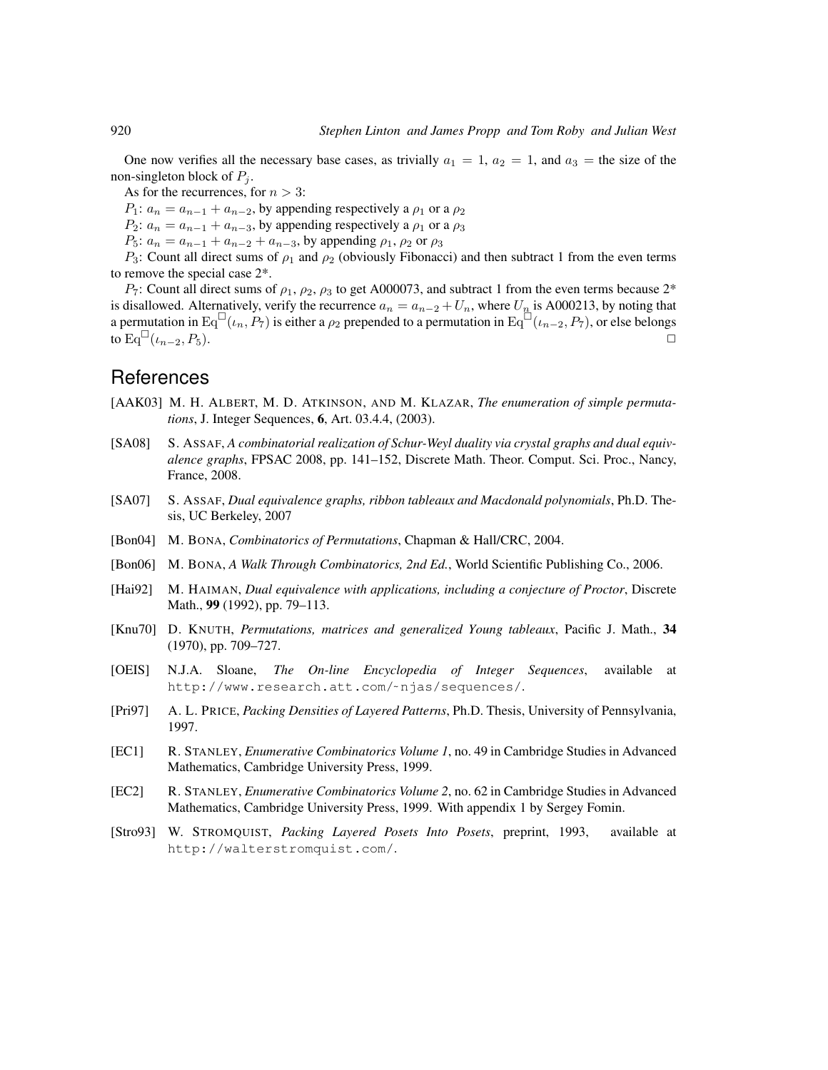One now verifies all the necessary base cases, as trivially $a_1 = 1$, $a_2 = 1$, and $a_3 =$ the size of the non-singleton block of $P_j$.

As for the recurrences, for $n > 3$:

$P_1$: $a_n = a_{n-1} + a_{n-2}$, by appending respectively a $\rho_1$ or a $\rho_2$

$P_2$: $a_n = a_{n-1} + a_{n-3}$, by appending respectively a $\rho_1$ or a $\rho_3$

$P_5$: $a_n = a_{n-1} + a_{n-2} + a_{n-3}$, by appending $\rho_1$, $\rho_2$ or $\rho_3$

$P_3$: Count all direct sums of $\rho_1$ and $\rho_2$ (obviously Fibonacci) and then subtract 1 from the even terms to remove the special case 2*.

$P_7$: Count all direct sums of $\rho_1$, $\rho_2$, $\rho_3$ to get A000073, and subtract 1 from the even terms because 2* is disallowed. Alternatively, verify the recurrence $a_n = a_{n-2} + U_n$, where $U_n$ is A000213, by noting that a permutation in $\mathrm{Eq}^{\square}(\iota_n, P_7)$ is either a $\rho_2$ prepended to a permutation in $\mathrm{Eq}^{\square}(\iota_{n-2}, P_7)$, or else belongs to $\mathrm{Eq}^{\square}(\iota_{n-2}, P_5)$. $\square$

# References

[AAK03] M. H. Albert, M. D. Atkinson, and M. Klazar, *The enumeration of simple permutations*, J. Integer Sequences, **6**, Art. 03.4.4, (2003).

[SA08] S. Assaf, *A combinatorial realization of Schur-Weyl duality via crystal graphs and dual equivalence graphs*, FPSAC 2008, pp. 141–152, Discrete Math. Theor. Comput. Sci. Proc., Nancy, France, 2008.

[SA07] S. Assaf, *Dual equivalence graphs, ribbon tableaux and Macdonald polynomials*, Ph.D. Thesis, UC Berkeley, 2007

[Bon04] M. Bona, *Combinatorics of Permutations*, Chapman & Hall/CRC, 2004.

[Bon06] M. Bona, *A Walk Through Combinatorics, 2nd Ed.*, World Scientific Publishing Co., 2006.

[Hai92] M. Haiman, *Dual equivalence with applications, including a conjecture of Proctor*, Discrete Math., **99** (1992), pp. 79–113.

[Knu70] D. Knuth, *Permutations, matrices and generalized Young tableaux*, Pacific J. Math., **34** (1970), pp. 709–727.

[OEIS] N.J.A. Sloane, *The On-line Encyclopedia of Integer Sequences*, available at http://www.research.att.com/~njas/sequences/.

[Pri97] A. L. Price, *Packing Densities of Layered Patterns*, Ph.D. Thesis, University of Pennsylvania, 1997.

[EC1] R. Stanley, *Enumerative Combinatorics Volume 1*, no. 49 in Cambridge Studies in Advanced Mathematics, Cambridge University Press, 1999.

[EC2] R. Stanley, *Enumerative Combinatorics Volume 2*, no. 62 in Cambridge Studies in Advanced Mathematics, Cambridge University Press, 1999. With appendix 1 by Sergey Fomin.

[Stro93] W. Stromquist, *Packing Layered Posets Into Posets*, preprint, 1993, available at http://walterstromquist.com/.